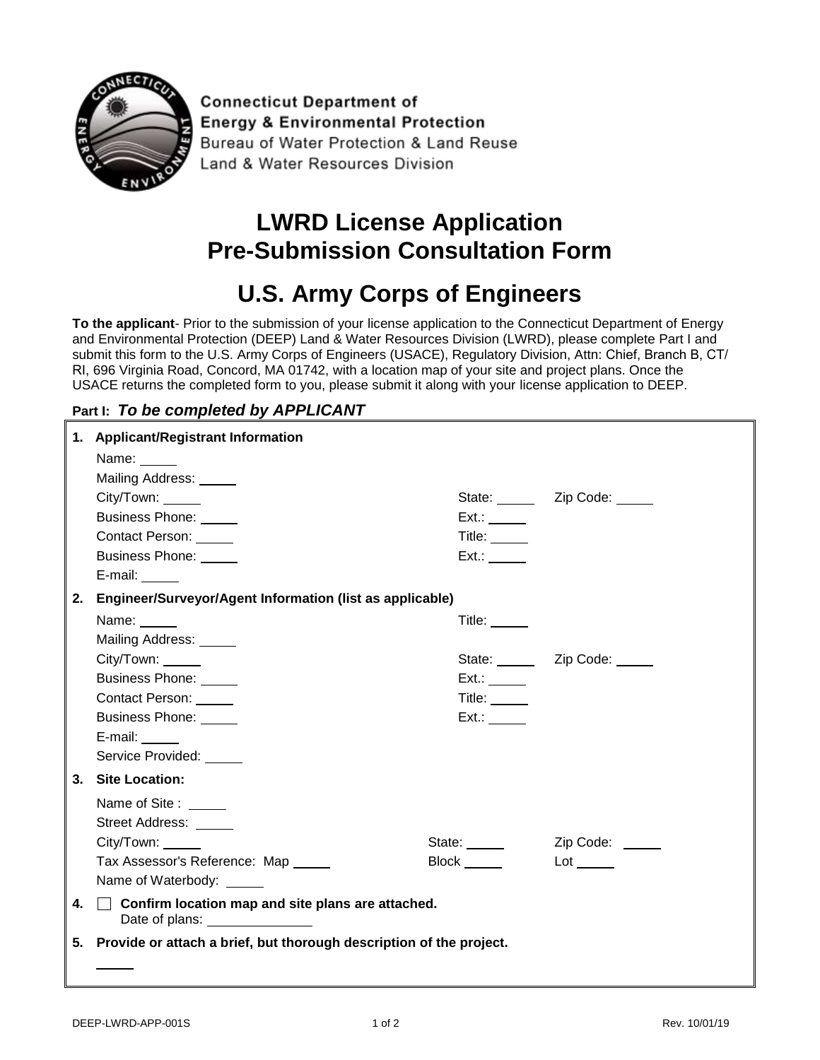Connecticut Department of
Energy & Environmental Protection
Bureau of Water Protection & Land Reuse
Land & Water Resources Division

# LWRD License Application Pre-Submission Consultation Form

# U.S. Army Corps of Engineers

**To the applicant**- Prior to the submission of your license application to the Connecticut Department of Energy and Environmental Protection (DEEP) Land & Water Resources Division (LWRD), please complete Part I and submit this form to the U.S. Army Corps of Engineers (USACE), Regulatory Division, Attn: Chief, Branch B, CT/RI, 696 Virginia Road, Concord, MA 01742, with a location map of your site and project plans. Once the USACE returns the completed form to you, please submit it along with your license application to DEEP.

**Part I:** ***To be completed by APPLICANT***

**1. Applicant/Registrant Information**

Name: \_\_\_\_\_

Mailing Address: \_\_\_\_\_

City/Town: \_\_\_\_\_ State: \_\_\_\_\_ Zip Code: \_\_\_\_\_

Business Phone: \_\_\_\_\_ Ext.: \_\_\_\_\_

Contact Person: \_\_\_\_\_ Title: \_\_\_\_\_

Business Phone: \_\_\_\_\_ Ext.: \_\_\_\_\_

E-mail: \_\_\_\_\_

**2. Engineer/Surveyor/Agent Information (list as applicable)**

Name: \_\_\_\_\_ Title: \_\_\_\_\_

Mailing Address: \_\_\_\_\_

City/Town: \_\_\_\_\_ State: \_\_\_\_\_ Zip Code: \_\_\_\_\_

Business Phone: \_\_\_\_\_ Ext.: \_\_\_\_\_

Contact Person: \_\_\_\_\_ Title: \_\_\_\_\_

Business Phone: \_\_\_\_\_ Ext.: \_\_\_\_\_

E-mail: \_\_\_\_\_

Service Provided: \_\_\_\_\_

**3. Site Location:**

Name of Site : \_\_\_\_\_

Street Address: \_\_\_\_\_

City/Town: \_\_\_\_\_ State: \_\_\_\_\_ Zip Code: \_\_\_\_\_

Tax Assessor's Reference: Map \_\_\_\_\_ Block \_\_\_\_\_ Lot \_\_\_\_\_

Name of Waterbody: \_\_\_\_\_

**4.** ☐ **Confirm location map and site plans are attached.**

Date of plans: \_\_\_\_\_

**5. Provide or attach a brief, but thorough description of the project.**

\_\_\_\_\_

DEEP-LWRD-APP-001S Rev. 10/01/19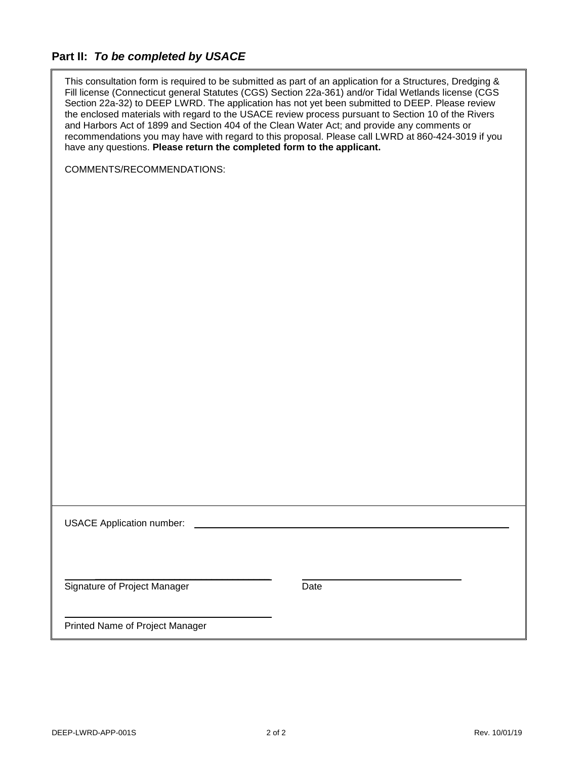## Part II: *To be completed by USACE*

This consultation form is required to be submitted as part of an application for a Structures, Dredging & Fill license (Connecticut general Statutes (CGS) Section 22a-361) and/or Tidal Wetlands license (CGS Section 22a-32) to DEEP LWRD. The application has not yet been submitted to DEEP. Please review the enclosed materials with regard to the USACE review process pursuant to Section 10 of the Rivers and Harbors Act of 1899 and Section 404 of the Clean Water Act; and provide any comments or recommendations you may have with regard to this proposal. Please call LWRD at 860-424-3019 if you have any questions. **Please return the completed form to the applicant.**

COMMENTS/RECOMMENDATIONS:

USACE Application number: ______________________________

______________________________ ______________________________

Signature of Project Manager Date

______________________________

Printed Name of Project Manager

DEEP-LWRD-APP-001S Rev. 10/01/19